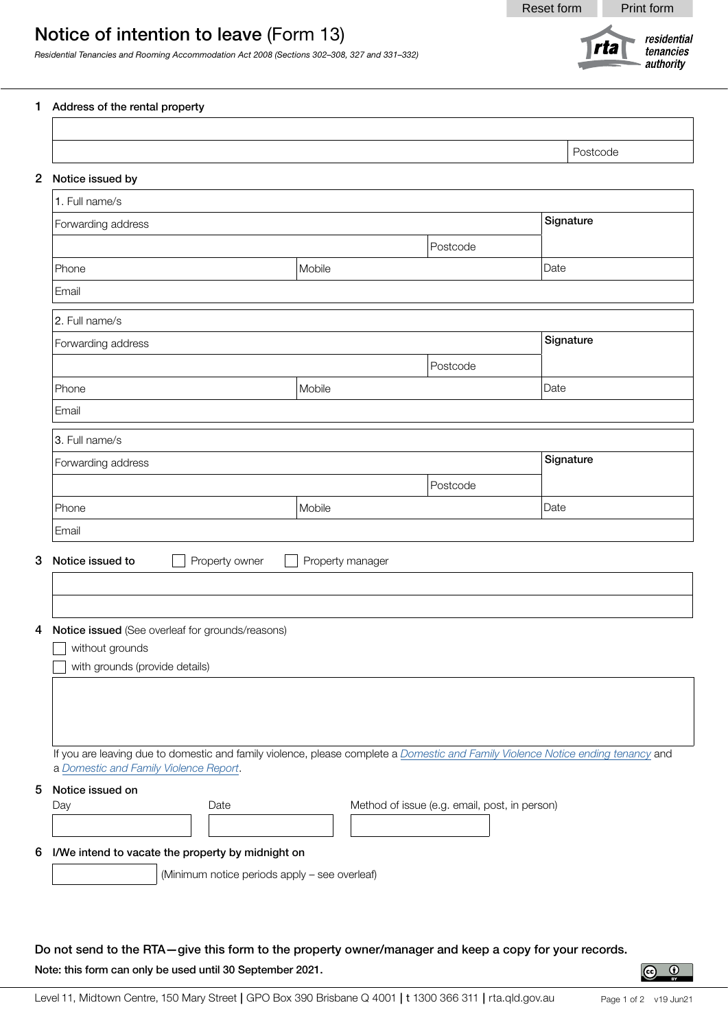# Notice of intention to leave (Form 13)

*Residential Tenancies and Rooming Accommodation Act 2008 (Sections 302–308, 327 and 331–332)*

residential tenancies authority

## 1 Address of the rental property

| | |
|---|---|
| | |
| | Postcode |

## 2 Notice issued by

| | | | |
|---|---|---|---|
| 1. Full name/s | | | |
| Forwarding address | | | Signature |
| | | Postcode | |
| Phone | Mobile | | Date |
| Email | | | |

| | | | |
|---|---|---|---|
| 2. Full name/s | | | |
| Forwarding address | | | Signature |
| | | Postcode | |
| Phone | Mobile | | Date |
| Email | | | |

| | | | |
|---|---|---|---|
| 3. Full name/s | | | |
| Forwarding address | | | Signature |
| | | Postcode | |
| Phone | Mobile | | Date |
| Email | | | |

## 3 Notice issued to

☐ Property owner ☐ Property manager

## 4 Notice issued (See overleaf for grounds/reasons)

☐ without grounds

☐ with grounds (provide details)

If you are leaving due to domestic and family violence, please complete a *Domestic and Family Violence Notice ending tenancy* and a *Domestic and Family Violence Report*.

## 5 Notice issued on

| Day | Date | Method of issue (e.g. email, post, in person) |
|---|---|---|
| | | |

## 6 I/We intend to vacate the property by midnight on

(Minimum notice periods apply – see overleaf)

**Do not send to the RTA—give this form to the property owner/manager and keep a copy for your records.**

**Note: this form can only be used until 30 September 2021.**

Level 11, Midtown Centre, 150 Mary Street | GPO Box 390 Brisbane Q 4001 | t 1300 366 311 | rta.qld.gov.au

v19 Jun21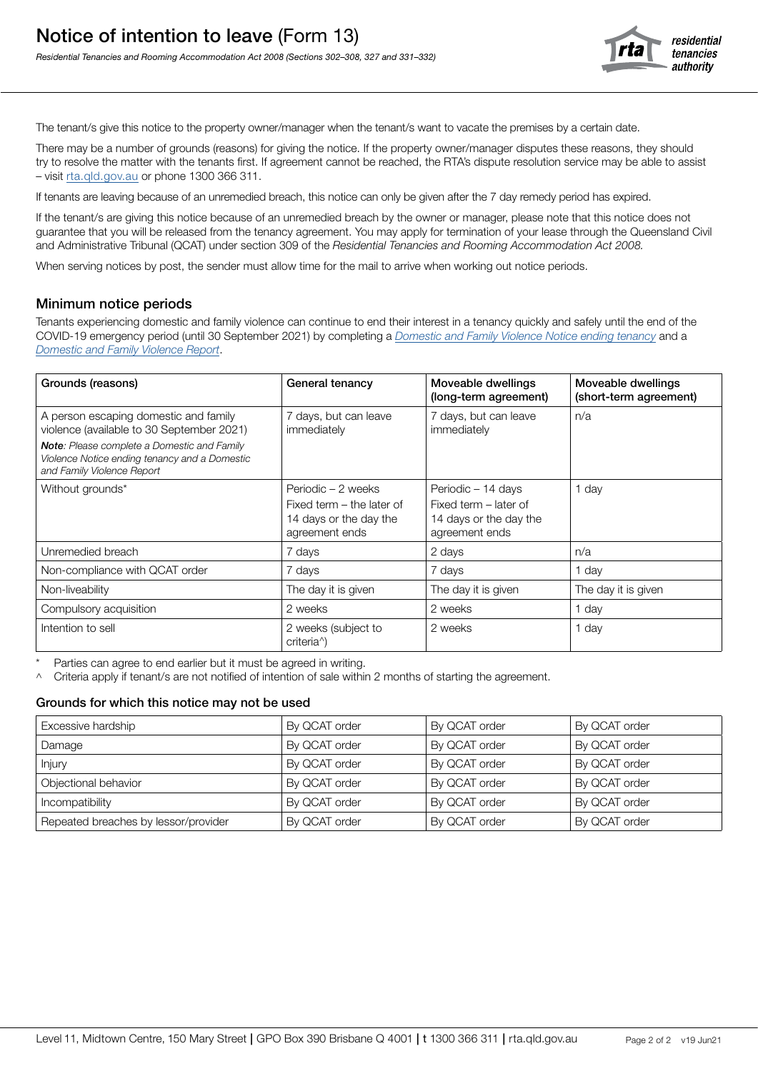# Notice of intention to leave (Form 13)

*Residential Tenancies and Rooming Accommodation Act 2008 (Sections 302–308, 327 and 331–332)*

The tenant/s give this notice to the property owner/manager when the tenant/s want to vacate the premises by a certain date.

There may be a number of grounds (reasons) for giving the notice. If the property owner/manager disputes these reasons, they should try to resolve the matter with the tenants first. If agreement cannot be reached, the RTA's dispute resolution service may be able to assist – visit rta.qld.gov.au or phone 1300 366 311.

If tenants are leaving because of an unremedied breach, this notice can only be given after the 7 day remedy period has expired.

If the tenant/s are giving this notice because of an unremedied breach by the owner or manager, please note that this notice does not guarantee that you will be released from the tenancy agreement. You may apply for termination of your lease through the Queensland Civil and Administrative Tribunal (QCAT) under section 309 of the *Residential Tenancies and Rooming Accommodation Act 2008*.

When serving notices by post, the sender must allow time for the mail to arrive when working out notice periods.

## Minimum notice periods

Tenants experiencing domestic and family violence can continue to end their interest in a tenancy quickly and safely until the end of the COVID-19 emergency period (until 30 September 2021) by completing a *Domestic and Family Violence Notice ending tenancy* and a *Domestic and Family Violence Report*.

| Grounds (reasons) | General tenancy | Moveable dwellings (long-term agreement) | Moveable dwellings (short-term agreement) |
|---|---|---|---|
| A person escaping domestic and family violence (available to 30 September 2021)<br>***Note**: Please complete a Domestic and Family Violence Notice ending tenancy and a Domestic and Family Violence Report* | 7 days, but can leave immediately | 7 days, but can leave immediately | n/a |
| Without grounds* | Periodic – 2 weeks<br>Fixed term – the later of 14 days or the day the agreement ends | Periodic – 14 days<br>Fixed term – later of 14 days or the day the agreement ends | 1 day |
| Unremedied breach | 7 days | 2 days | n/a |
| Non-compliance with QCAT order | 7 days | 7 days | 1 day |
| Non-liveability | The day it is given | The day it is given | The day it is given |
| Compulsory acquisition | 2 weeks | 2 weeks | 1 day |
| Intention to sell | 2 weeks (subject to criteria^) | 2 weeks | 1 day |

\* Parties can agree to end earlier but it must be agreed in writing.

^ Criteria apply if tenant/s are not notified of intention of sale within 2 months of starting the agreement.

### Grounds for which this notice may not be used

| | | | |
|---|---|---|---|
| Excessive hardship | By QCAT order | By QCAT order | By QCAT order |
| Damage | By QCAT order | By QCAT order | By QCAT order |
| Injury | By QCAT order | By QCAT order | By QCAT order |
| Objectional behavior | By QCAT order | By QCAT order | By QCAT order |
| Incompatibility | By QCAT order | By QCAT order | By QCAT order |
| Repeated breaches by lessor/provider | By QCAT order | By QCAT order | By QCAT order |